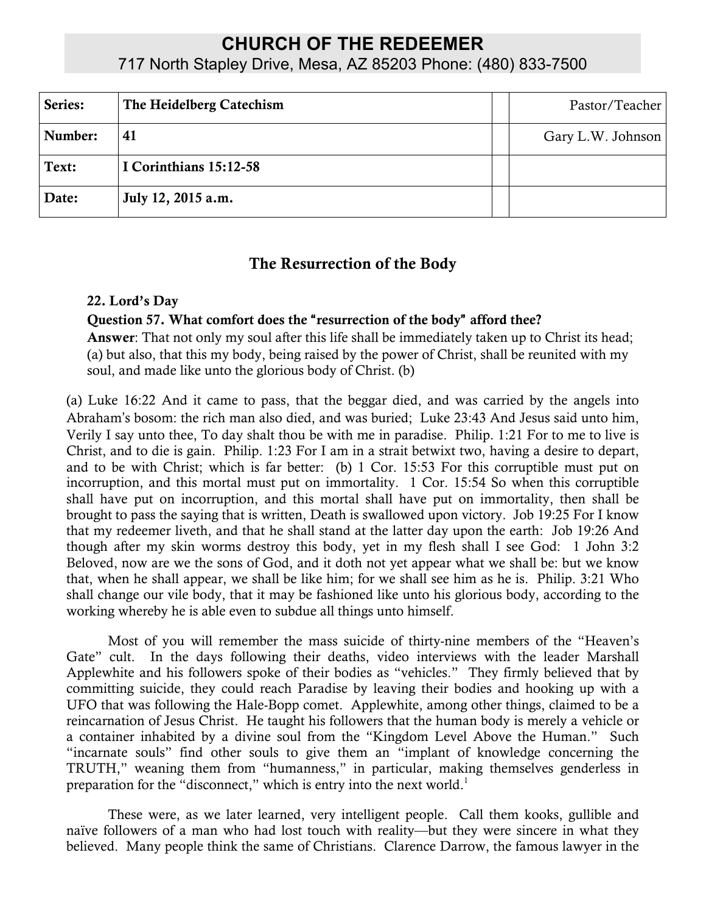# CHURCH OF THE REDEEMER

717 North Stapley Drive, Mesa, AZ 85203 Phone: (480) 833-7500

| Series: | The Heidelberg Catechism | | Pastor/Teacher |
|---|---|---|---|
| Number: | 41 | | Gary L.W. Johnson |
| Text: | I Corinthians 15:12-58 | | |
| Date: | July 12, 2015 a.m. | | |

## The Resurrection of the Body

**22. Lord's Day**

**Question 57. What comfort does the "resurrection of the body" afford thee?**

**Answer**: That not only my soul after this life shall be immediately taken up to Christ its head; (a) but also, that this my body, being raised by the power of Christ, shall be reunited with my soul, and made like unto the glorious body of Christ. (b)

(a) Luke 16:22 And it came to pass, that the beggar died, and was carried by the angels into Abraham's bosom: the rich man also died, and was buried; Luke 23:43 And Jesus said unto him, Verily I say unto thee, To day shalt thou be with me in paradise. Philip. 1:21 For to me to live is Christ, and to die is gain. Philip. 1:23 For I am in a strait betwixt two, having a desire to depart, and to be with Christ; which is far better: (b) 1 Cor. 15:53 For this corruptible must put on incorruption, and this mortal must put on immortality. 1 Cor. 15:54 So when this corruptible shall have put on incorruption, and this mortal shall have put on immortality, then shall be brought to pass the saying that is written, Death is swallowed upon victory. Job 19:25 For I know that my redeemer liveth, and that he shall stand at the latter day upon the earth: Job 19:26 And though after my skin worms destroy this body, yet in my flesh shall I see God: 1 John 3:2 Beloved, now are we the sons of God, and it doth not yet appear what we shall be: but we know that, when he shall appear, we shall be like him; for we shall see him as he is. Philip. 3:21 Who shall change our vile body, that it may be fashioned like unto his glorious body, according to the working whereby he is able even to subdue all things unto himself.

Most of you will remember the mass suicide of thirty-nine members of the "Heaven's Gate" cult. In the days following their deaths, video interviews with the leader Marshall Applewhite and his followers spoke of their bodies as "vehicles." They firmly believed that by committing suicide, they could reach Paradise by leaving their bodies and hooking up with a UFO that was following the Hale-Bopp comet. Applewhite, among other things, claimed to be a reincarnation of Jesus Christ. He taught his followers that the human body is merely a vehicle or a container inhabited by a divine soul from the "Kingdom Level Above the Human." Such "incarnate souls" find other souls to give them an "implant of knowledge concerning the TRUTH," weaning them from "humanness," in particular, making themselves genderless in preparation for the "disconnect," which is entry into the next world.[1]

These were, as we later learned, very intelligent people. Call them kooks, gullible and naïve followers of a man who had lost touch with reality—but they were sincere in what they believed. Many people think the same of Christians. Clarence Darrow, the famous lawyer in the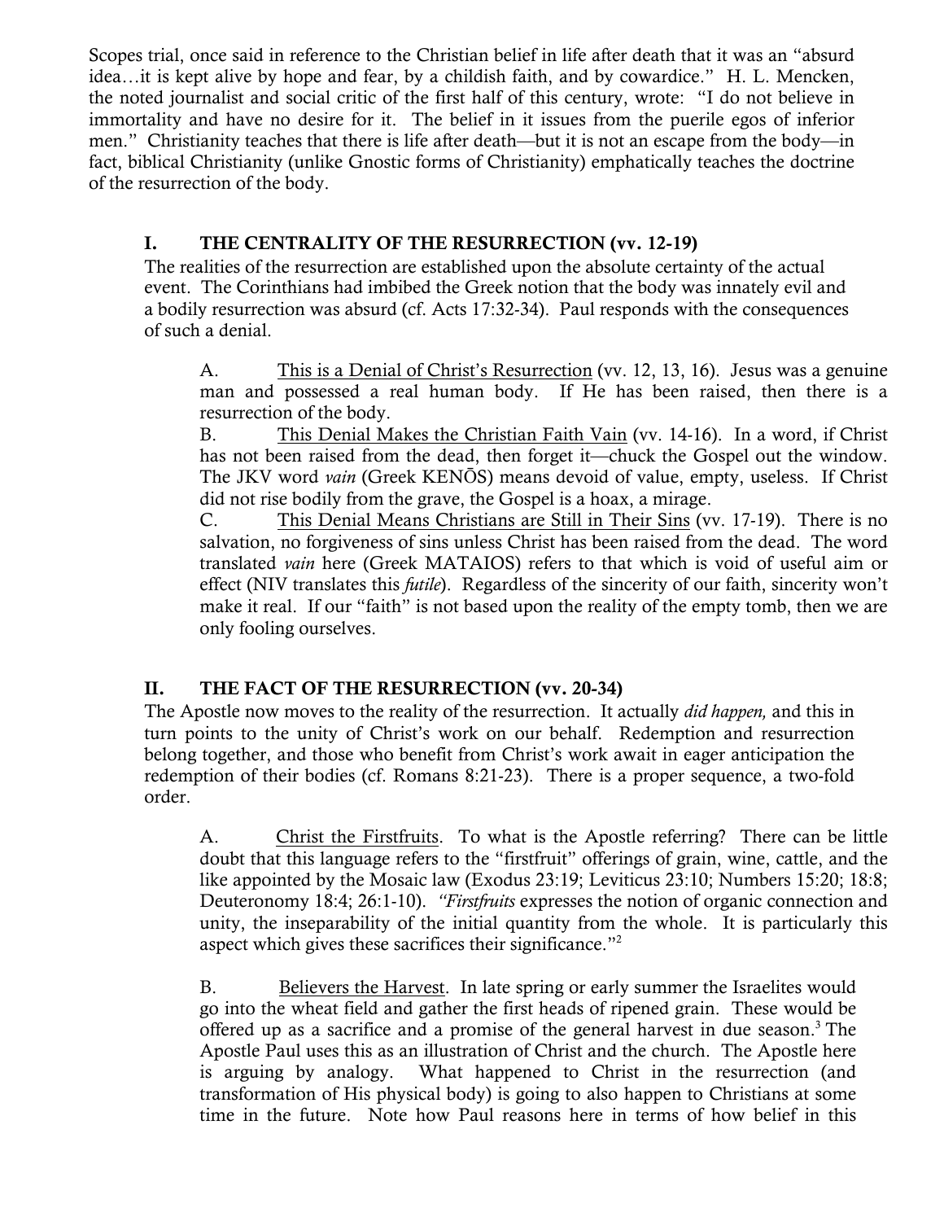Scopes trial, once said in reference to the Christian belief in life after death that it was an "absurd idea…it is kept alive by hope and fear, by a childish faith, and by cowardice." H. L. Mencken, the noted journalist and social critic of the first half of this century, wrote: "I do not believe in immortality and have no desire for it. The belief in it issues from the puerile egos of inferior men." Christianity teaches that there is life after death—but it is not an escape from the body—in fact, biblical Christianity (unlike Gnostic forms of Christianity) emphatically teaches the doctrine of the resurrection of the body.

## I. THE CENTRALITY OF THE RESURRECTION (vv. 12-19)

The realities of the resurrection are established upon the absolute certainty of the actual event. The Corinthians had imbibed the Greek notion that the body was innately evil and a bodily resurrection was absurd (cf. Acts 17:32-34). Paul responds with the consequences of such a denial.

A. This is a Denial of Christ's Resurrection (vv. 12, 13, 16). Jesus was a genuine man and possessed a real human body. If He has been raised, then there is a resurrection of the body.

B. This Denial Makes the Christian Faith Vain (vv. 14-16). In a word, if Christ has not been raised from the dead, then forget it—chuck the Gospel out the window. The JKV word *vain* (Greek KENŌS) means devoid of value, empty, useless. If Christ did not rise bodily from the grave, the Gospel is a hoax, a mirage.

C. This Denial Means Christians are Still in Their Sins (vv. 17-19). There is no salvation, no forgiveness of sins unless Christ has been raised from the dead. The word translated *vain* here (Greek MATAIOS) refers to that which is void of useful aim or effect (NIV translates this *futile*). Regardless of the sincerity of our faith, sincerity won't make it real. If our "faith" is not based upon the reality of the empty tomb, then we are only fooling ourselves.

## II. THE FACT OF THE RESURRECTION (vv. 20-34)

The Apostle now moves to the reality of the resurrection. It actually *did happen,* and this in turn points to the unity of Christ's work on our behalf. Redemption and resurrection belong together, and those who benefit from Christ's work await in eager anticipation the redemption of their bodies (cf. Romans 8:21-23). There is a proper sequence, a two-fold order.

A. Christ the Firstfruits. To what is the Apostle referring? There can be little doubt that this language refers to the "firstfruit" offerings of grain, wine, cattle, and the like appointed by the Mosaic law (Exodus 23:19; Leviticus 23:10; Numbers 15:20; 18:8; Deuteronomy 18:4; 26:1-10). *"Firstfruits* expresses the notion of organic connection and unity, the inseparability of the initial quantity from the whole. It is particularly this aspect which gives these sacrifices their significance."[2]

B. Believers the Harvest. In late spring or early summer the Israelites would go into the wheat field and gather the first heads of ripened grain. These would be offered up as a sacrifice and a promise of the general harvest in due season.[3] The Apostle Paul uses this as an illustration of Christ and the church. The Apostle here is arguing by analogy. What happened to Christ in the resurrection (and transformation of His physical body) is going to also happen to Christians at some time in the future. Note how Paul reasons here in terms of how belief in this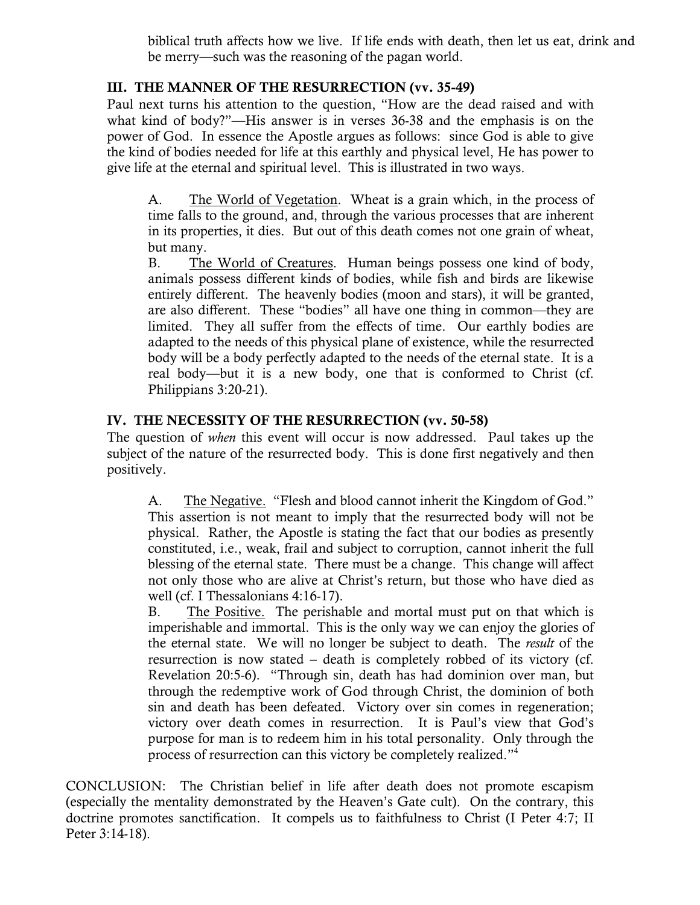biblical truth affects how we live. If life ends with death, then let us eat, drink and be merry—such was the reasoning of the pagan world.

## III. THE MANNER OF THE RESURRECTION (vv. 35-49)

Paul next turns his attention to the question, "How are the dead raised and with what kind of body?"—His answer is in verses 36-38 and the emphasis is on the power of God. In essence the Apostle argues as follows: since God is able to give the kind of bodies needed for life at this earthly and physical level, He has power to give life at the eternal and spiritual level. This is illustrated in two ways.

A. The World of Vegetation. Wheat is a grain which, in the process of time falls to the ground, and, through the various processes that are inherent in its properties, it dies. But out of this death comes not one grain of wheat, but many.

B. The World of Creatures. Human beings possess one kind of body, animals possess different kinds of bodies, while fish and birds are likewise entirely different. The heavenly bodies (moon and stars), it will be granted, are also different. These "bodies" all have one thing in common—they are limited. They all suffer from the effects of time. Our earthly bodies are adapted to the needs of this physical plane of existence, while the resurrected body will be a body perfectly adapted to the needs of the eternal state. It is a real body—but it is a new body, one that is conformed to Christ (cf. Philippians 3:20-21).

## IV. THE NECESSITY OF THE RESURRECTION (vv. 50-58)

The question of *when* this event will occur is now addressed. Paul takes up the subject of the nature of the resurrected body. This is done first negatively and then positively.

A. The Negative. "Flesh and blood cannot inherit the Kingdom of God." This assertion is not meant to imply that the resurrected body will not be physical. Rather, the Apostle is stating the fact that our bodies as presently constituted, i.e., weak, frail and subject to corruption, cannot inherit the full blessing of the eternal state. There must be a change. This change will affect not only those who are alive at Christ's return, but those who have died as well (cf. I Thessalonians 4:16-17).

B. The Positive. The perishable and mortal must put on that which is imperishable and immortal. This is the only way we can enjoy the glories of the eternal state. We will no longer be subject to death. The *result* of the resurrection is now stated – death is completely robbed of its victory (cf. Revelation 20:5-6). "Through sin, death has had dominion over man, but through the redemptive work of God through Christ, the dominion of both sin and death has been defeated. Victory over sin comes in regeneration; victory over death comes in resurrection. It is Paul's view that God's purpose for man is to redeem him in his total personality. Only through the process of resurrection can this victory be completely realized."[4]

CONCLUSION: The Christian belief in life after death does not promote escapism (especially the mentality demonstrated by the Heaven's Gate cult). On the contrary, this doctrine promotes sanctification. It compels us to faithfulness to Christ (I Peter 4:7; II Peter 3:14-18).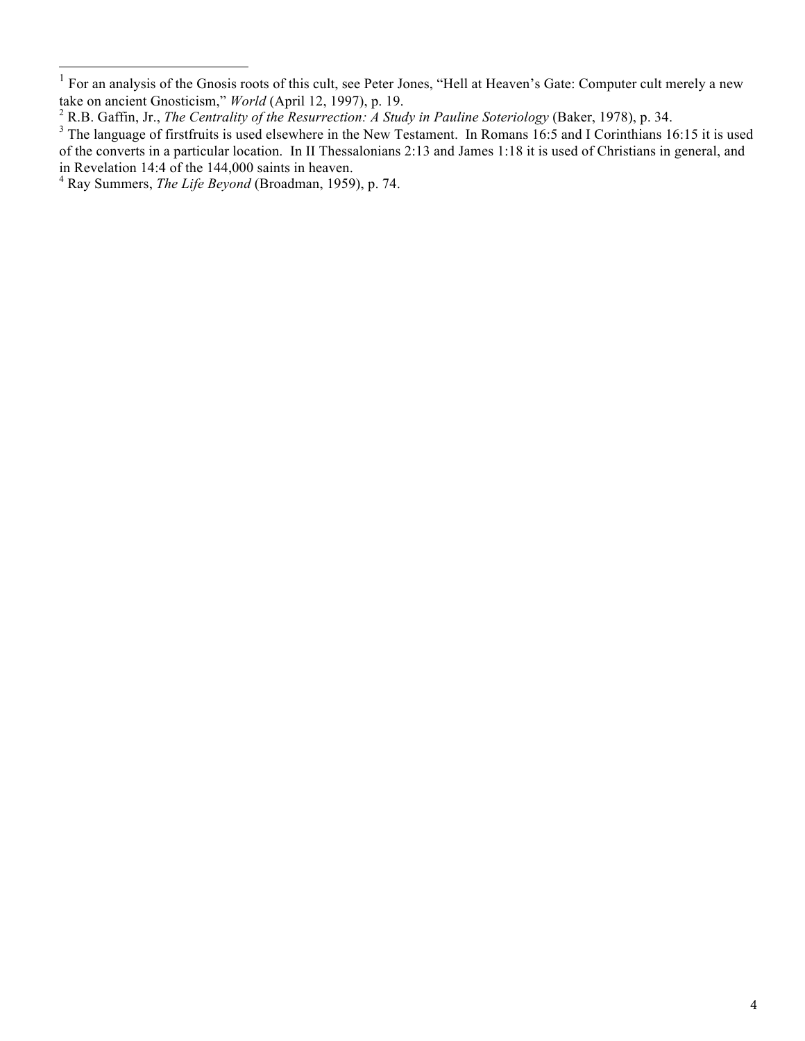[1] For an analysis of the Gnosis roots of this cult, see Peter Jones, "Hell at Heaven's Gate: Computer cult merely a new take on ancient Gnosticism," *World* (April 12, 1997), p. 19.

[2] R.B. Gaffin, Jr., *The Centrality of the Resurrection: A Study in Pauline Soteriology* (Baker, 1978), p. 34.

[3] The language of firstfruits is used elsewhere in the New Testament. In Romans 16:5 and I Corinthians 16:15 it is used of the converts in a particular location. In II Thessalonians 2:13 and James 1:18 it is used of Christians in general, and in Revelation 14:4 of the 144,000 saints in heaven.

[4] Ray Summers, *The Life Beyond* (Broadman, 1959), p. 74.